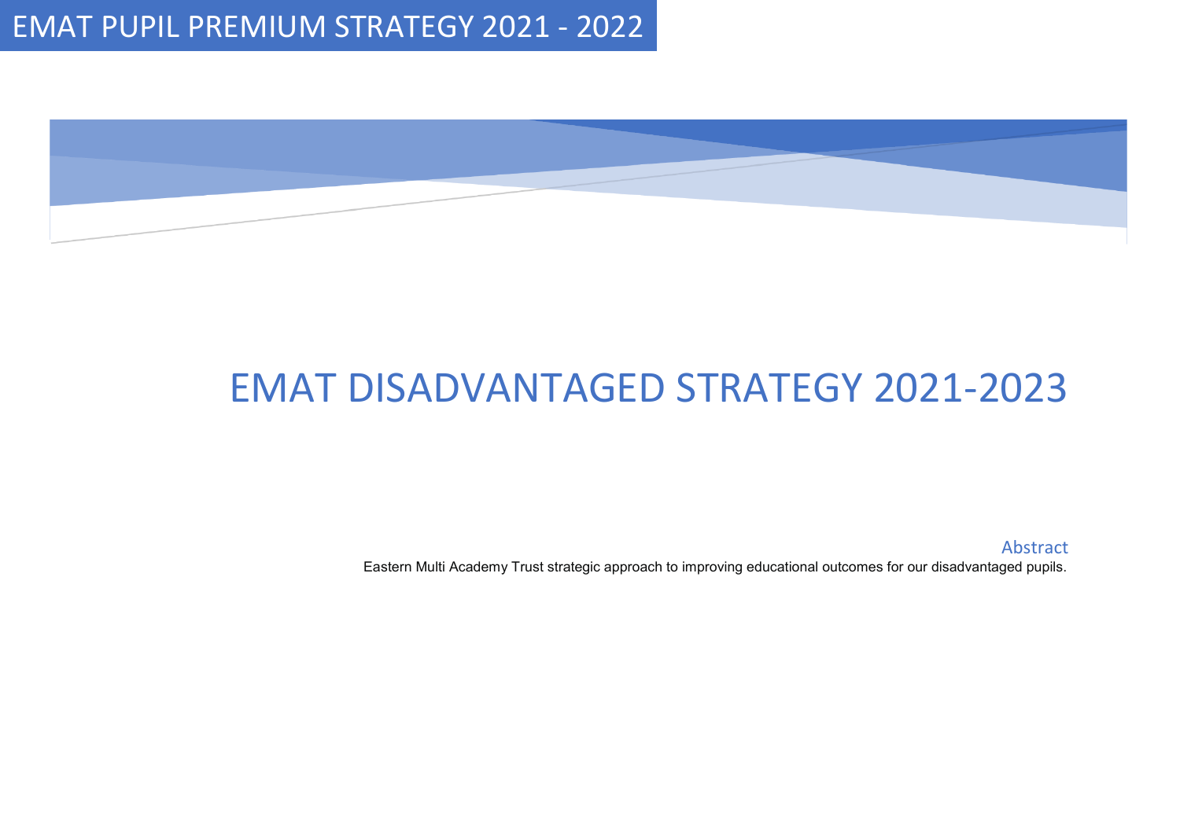EMAT PUPIL PREMIUM STRATEGY 2021 - 2022

# EMAT DISADVANTAGED STRATEGY 2021-2023

## Abstract

Eastern Multi Academy Trust strategic approach to improving educational outcomes for our disadvantaged pupils.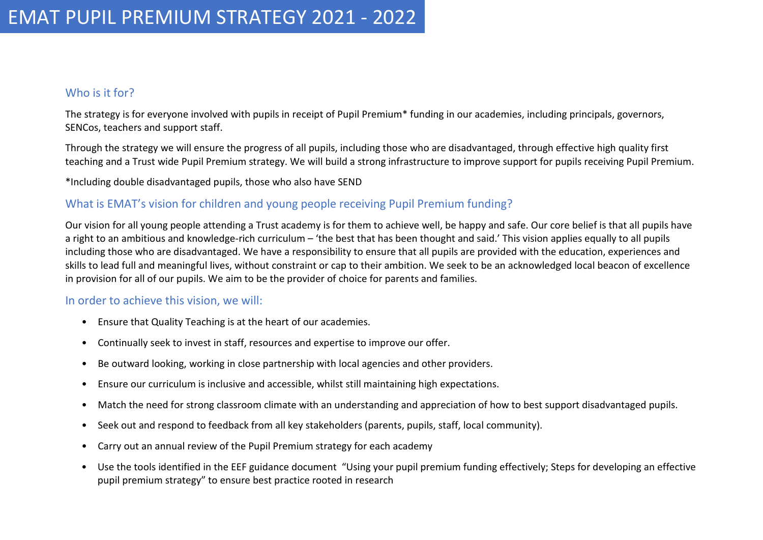# EMAT PUPIL PREMIUM STRATEGY 2021 - 2022

## Who is it for?

The strategy is for everyone involved with pupils in receipt of Pupil Premium* funding in our academies, including principals, governors, SENCos, teachers and support staff.

Through the strategy we will ensure the progress of all pupils, including those who are disadvantaged, through effective high quality first teaching and a Trust wide Pupil Premium strategy. We will build a strong infrastructure to improve support for pupils receiving Pupil Premium.

*Including double disadvantaged pupils, those who also have SEND

## What is EMAT's vision for children and young people receiving Pupil Premium funding?

Our vision for all young people attending a Trust academy is for them to achieve well, be happy and safe. Our core belief is that all pupils have a right to an ambitious and knowledge-rich curriculum – 'the best that has been thought and said.' This vision applies equally to all pupils including those who are disadvantaged. We have a responsibility to ensure that all pupils are provided with the education, experiences and skills to lead full and meaningful lives, without constraint or cap to their ambition. We seek to be an acknowledged local beacon of excellence in provision for all of our pupils. We aim to be the provider of choice for parents and families.

## In order to achieve this vision, we will:

- Ensure that Quality Teaching is at the heart of our academies.
- Continually seek to invest in staff, resources and expertise to improve our offer.
- Be outward looking, working in close partnership with local agencies and other providers.
- Ensure our curriculum is inclusive and accessible, whilst still maintaining high expectations.
- Match the need for strong classroom climate with an understanding and appreciation of how to best support disadvantaged pupils.
- Seek out and respond to feedback from all key stakeholders (parents, pupils, staff, local community).
- Carry out an annual review of the Pupil Premium strategy for each academy
- Use the tools identified in the EEF guidance document "Using your pupil premium funding effectively; Steps for developing an effective pupil premium strategy" to ensure best practice rooted in research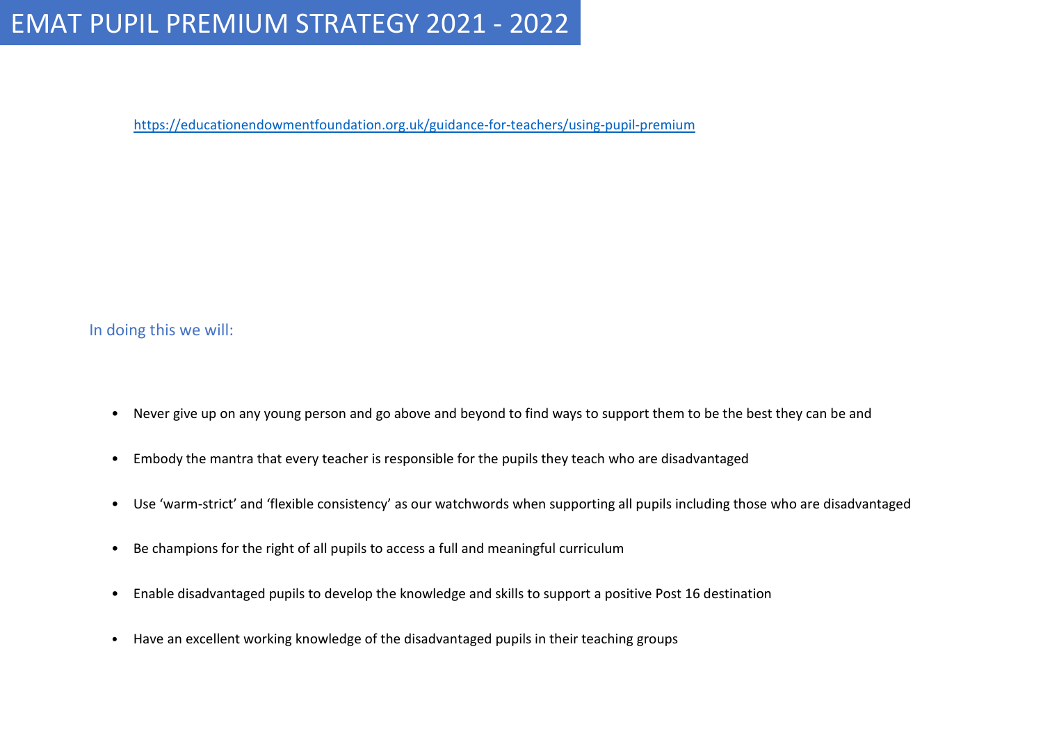# EMAT PUPIL PREMIUM STRATEGY 2021 - 2022

https://educationendowmentfoundation.org.uk/guidance-for-teachers/using-pupil-premium

In doing this we will:

- Never give up on any young person and go above and beyond to find ways to support them to be the best they can be and
- Embody the mantra that every teacher is responsible for the pupils they teach who are disadvantaged
- Use 'warm-strict' and 'flexible consistency' as our watchwords when supporting all pupils including those who are disadvantaged
- Be champions for the right of all pupils to access a full and meaningful curriculum
- Enable disadvantaged pupils to develop the knowledge and skills to support a positive Post 16 destination
- Have an excellent working knowledge of the disadvantaged pupils in their teaching groups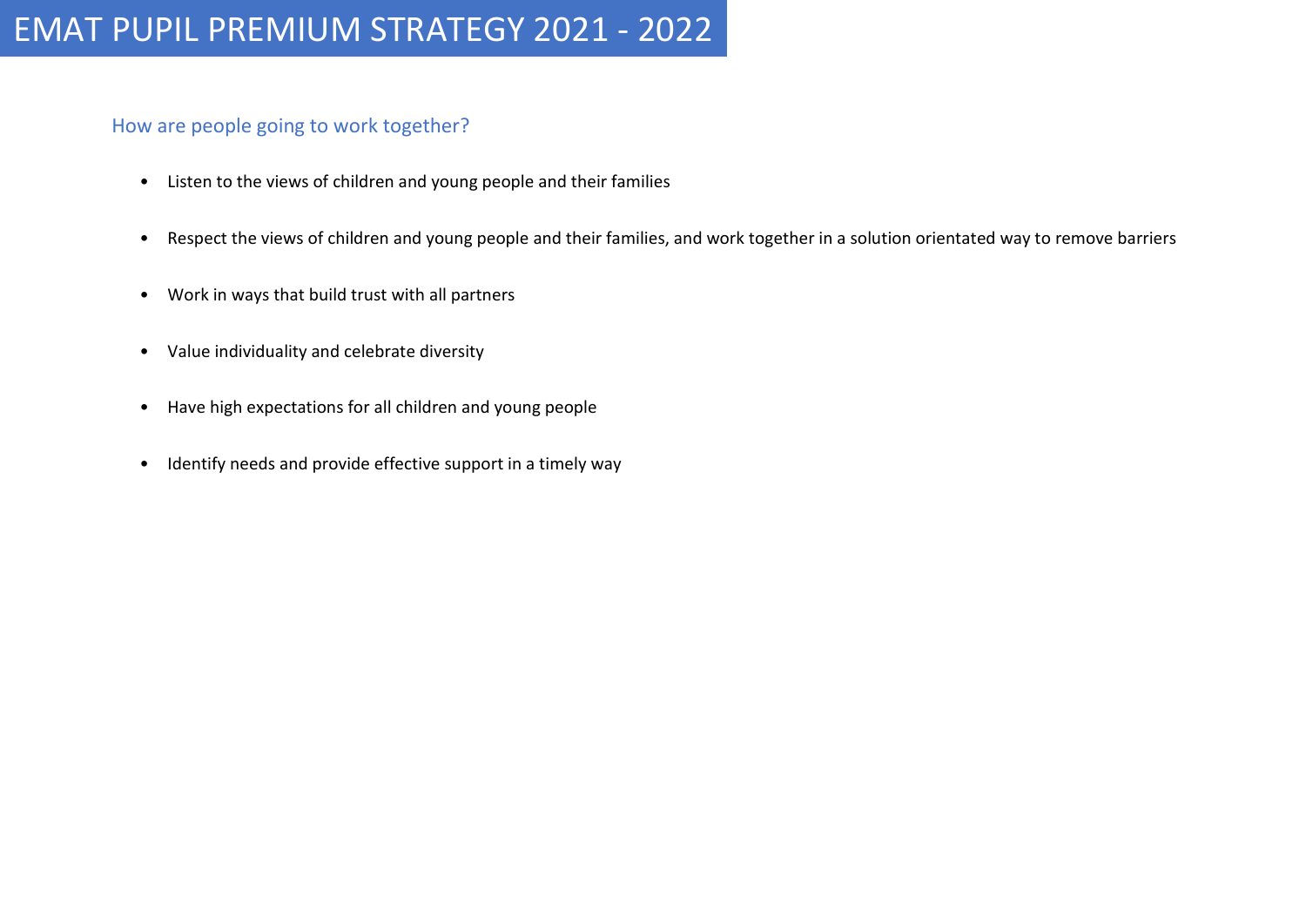# EMAT PUPIL PREMIUM STRATEGY 2021 - 2022

## How are people going to work together?

- Listen to the views of children and young people and their families
- Respect the views of children and young people and their families, and work together in a solution orientated way to remove barriers
- Work in ways that build trust with all partners
- Value individuality and celebrate diversity
- Have high expectations for all children and young people
- Identify needs and provide effective support in a timely way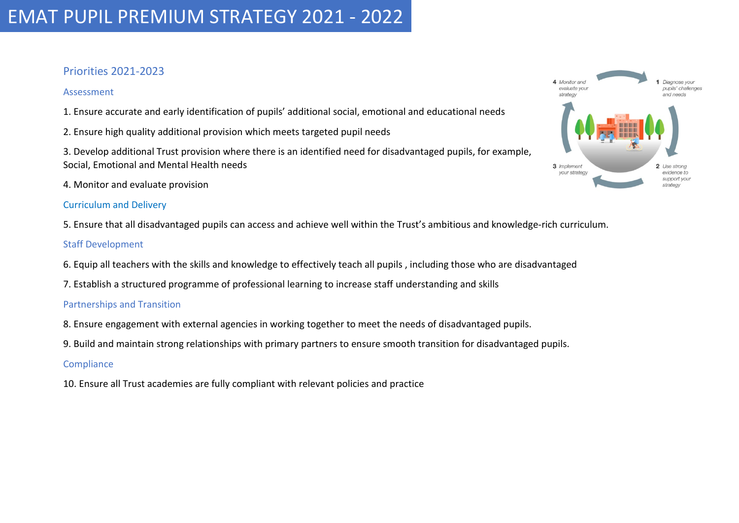# EMAT PUPIL PREMIUM STRATEGY 2021 - 2022

## Priorities 2021-2023

### Assessment

1. Ensure accurate and early identification of pupils' additional social, emotional and educational needs

2. Ensure high quality additional provision which meets targeted pupil needs

3. Develop additional Trust provision where there is an identified need for disadvantaged pupils, for example, Social, Emotional and Mental Health needs

4. Monitor and evaluate provision

4 Monitor and evaluate your strategy
1 Diagnose your pupils' challenges and needs
3 Implement your strategy
2 Use strong evidence to support your strategy

### Curriculum and Delivery

5. Ensure that all disadvantaged pupils can access and achieve well within the Trust's ambitious and knowledge-rich curriculum.

### Staff Development

6. Equip all teachers with the skills and knowledge to effectively teach all pupils , including those who are disadvantaged

7. Establish a structured programme of professional learning to increase staff understanding and skills

### Partnerships and Transition

8. Ensure engagement with external agencies in working together to meet the needs of disadvantaged pupils.

9. Build and maintain strong relationships with primary partners to ensure smooth transition for disadvantaged pupils.

### Compliance

10. Ensure all Trust academies are fully compliant with relevant policies and practice